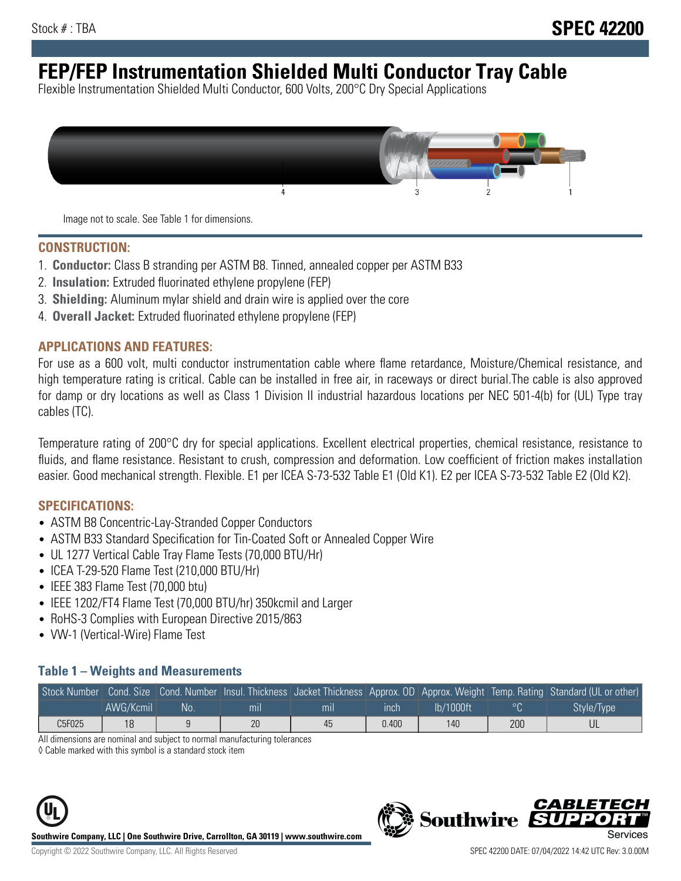Stock # : TBA

**SPEC 42200**

# FEP/FEP Instrumentation Shielded Multi Conductor Tray Cable

Flexible Instrumentation Shielded Multi Conductor, 600 Volts, 200°C Dry Special Applications

Image not to scale. See Table 1 for dimensions.

## CONSTRUCTION:

1. **Conductor:** Class B stranding per ASTM B8. Tinned, annealed copper per ASTM B33
2. **Insulation:** Extruded fluorinated ethylene propylene (FEP)
3. **Shielding:** Aluminum mylar shield and drain wire is applied over the core
4. **Overall Jacket:** Extruded fluorinated ethylene propylene (FEP)

## APPLICATIONS AND FEATURES:

For use as a 600 volt, multi conductor instrumentation cable where flame retardance, Moisture/Chemical resistance, and high temperature rating is critical. Cable can be installed in free air, in raceways or direct burial.The cable is also approved for damp or dry locations as well as Class 1 Division II industrial hazardous locations per NEC 501-4(b) for (UL) Type tray cables (TC).

Temperature rating of 200°C dry for special applications. Excellent electrical properties, chemical resistance, resistance to fluids, and flame resistance. Resistant to crush, compression and deformation. Low coefficient of friction makes installation easier. Good mechanical strength. Flexible. E1 per ICEA S-73-532 Table E1 (Old K1). E2 per ICEA S-73-532 Table E2 (Old K2).

## SPECIFICATIONS:

- ASTM B8 Concentric-Lay-Stranded Copper Conductors
- ASTM B33 Standard Specification for Tin-Coated Soft or Annealed Copper Wire
- UL 1277 Vertical Cable Tray Flame Tests (70,000 BTU/Hr)
- ICEA T-29-520 Flame Test (210,000 BTU/Hr)
- IEEE 383 Flame Test (70,000 btu)
- IEEE 1202/FT4 Flame Test (70,000 BTU/hr) 350kcmil and Larger
- RoHS-3 Complies with European Directive 2015/863
- VW-1 (Vertical-Wire) Flame Test

### Table 1 – Weights and Measurements

| Stock Number | Cond. Size | Cond. Number | Insul. Thickness | Jacket Thickness | Approx. OD | Approx. Weight | Temp. Rating | Standard (UL or other) |
|---|---|---|---|---|---|---|---|---|
| | AWG/Kcmil | No. | mil | mil | inch | lb/1000ft | °C | Style/Type |
| C5F025 | 18 | 9 | 20 | 45 | 0.400 | 140 | 200 | UL |

All dimensions are nominal and subject to normal manufacturing tolerances

◊ Cable marked with this symbol is a standard stock item

**Southwire Company, LLC | One Southwire Drive, Carrollton, GA 30119 | www.southwire.com**

Copyright © 2022 Southwire Company, LLC. All Rights Reserved

SPEC 42200 DATE: 07/04/2022 14:42 UTC Rev: 3.0.00M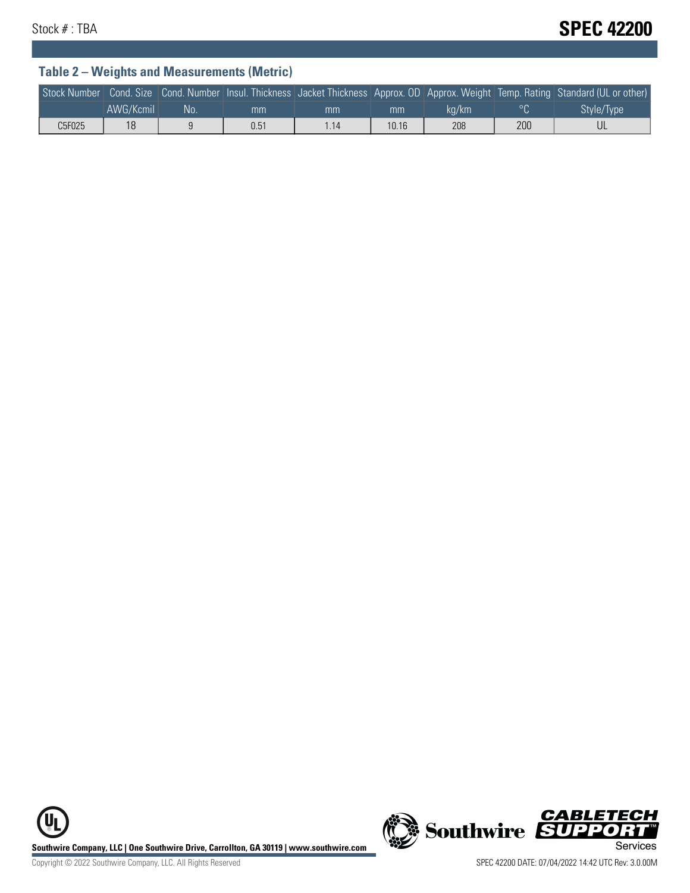### Table 2 – Weights and Measurements (Metric)

| Stock Number | Cond. Size | Cond. Number | Insul. Thickness | Jacket Thickness | Approx. OD | Approx. Weight | Temp. Rating | Standard (UL or other) |
|---|---|---|---|---|---|---|---|---|
| | AWG/Kcmil | No. | mm | mm | mm | kg/km | °C | Style/Type |
| C5F025 | 18 | 9 | 0.51 | 1.14 | 10.16 | 208 | 200 | UL |

**Southwire Company, LLC | One Southwire Drive, Carrollton, GA 30119 | www.southwire.com**

Copyright © 2022 Southwire Company, LLC. All Rights Reserved

SPEC 42200 DATE: 07/04/2022 14:42 UTC Rev: 3.0.00M